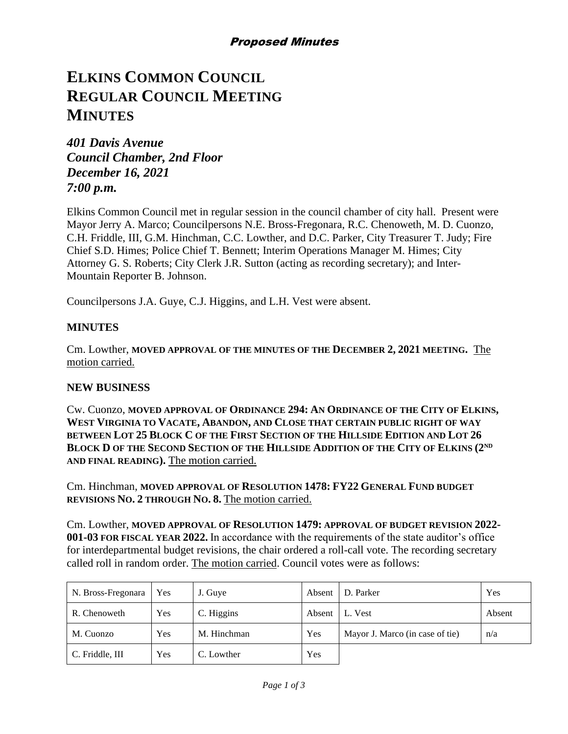*Proposed Minutes*

# ELKINS COMMON COUNCIL
# REGULAR COUNCIL MEETING
# MINUTES

***401 Davis Avenue***
***Council Chamber, 2nd Floor***
***December 16, 2021***
***7:00 p.m.***

Elkins Common Council met in regular session in the council chamber of city hall. Present were Mayor Jerry A. Marco; Councilpersons N.E. Bross-Fregonara, R.C. Chenoweth, M. D. Cuonzo, C.H. Friddle, III, G.M. Hinchman, C.C. Lowther, and D.C. Parker, City Treasurer T. Judy; Fire Chief S.D. Himes; Police Chief T. Bennett; Interim Operations Manager M. Himes; City Attorney G. S. Roberts; City Clerk J.R. Sutton (acting as recording secretary); and Inter-Mountain Reporter B. Johnson.

Councilpersons J.A. Guye, C.J. Higgins, and L.H. Vest were absent.

## MINUTES

Cm. Lowther, **MOVED APPROVAL OF THE MINUTES OF THE DECEMBER 2, 2021 MEETING.** The motion carried.

## NEW BUSINESS

Cw. Cuonzo, **MOVED APPROVAL OF ORDINANCE 294: AN ORDINANCE OF THE CITY OF ELKINS, WEST VIRGINIA TO VACATE, ABANDON, AND CLOSE THAT CERTAIN PUBLIC RIGHT OF WAY BETWEEN LOT 25 BLOCK C OF THE FIRST SECTION OF THE HILLSIDE EDITION AND LOT 26 BLOCK D OF THE SECOND SECTION OF THE HILLSIDE ADDITION OF THE CITY OF ELKINS (2ND AND FINAL READING).** The motion carried.

Cm. Hinchman, **MOVED APPROVAL OF RESOLUTION 1478: FY22 GENERAL FUND BUDGET REVISIONS NO. 2 THROUGH NO. 8.** The motion carried.

Cm. Lowther, **MOVED APPROVAL OF RESOLUTION 1479: APPROVAL OF BUDGET REVISION 2022-001-03 FOR FISCAL YEAR 2022.** In accordance with the requirements of the state auditor's office for interdepartmental budget revisions, the chair ordered a roll-call vote. The recording secretary called roll in random order. The motion carried. Council votes were as follows:

| N. Bross-Fregonara | Yes | J. Guye | Absent | D. Parker | Yes |
|---|---|---|---|---|---|
| R. Chenoweth | Yes | C. Higgins | Absent | L. Vest | Absent |
| M. Cuonzo | Yes | M. Hinchman | Yes | Mayor J. Marco (in case of tie) | n/a |
| C. Friddle, III | Yes | C. Lowther | Yes | | |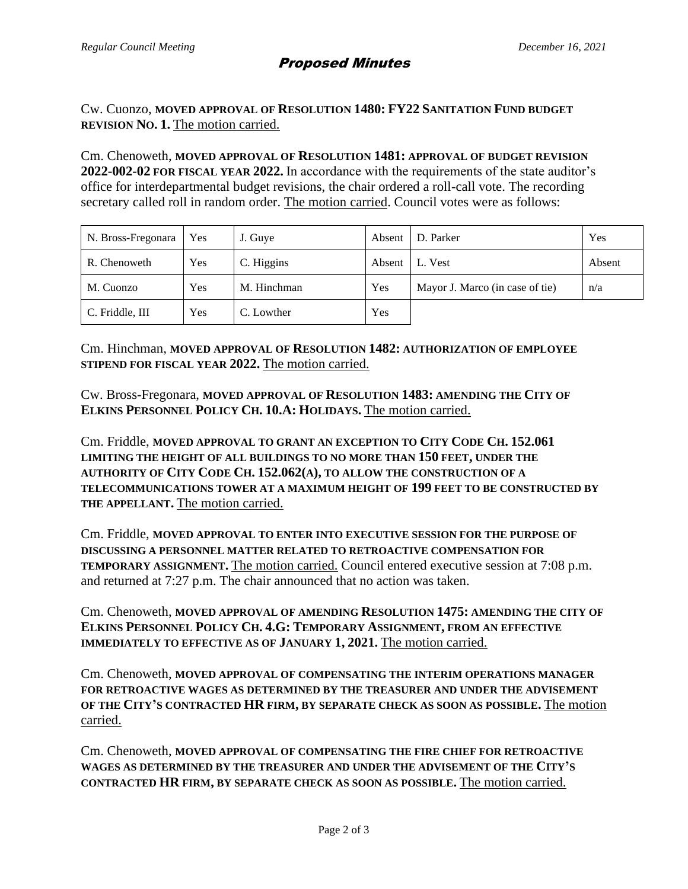## Proposed Minutes

Cw. Cuonzo, **MOVED APPROVAL OF RESOLUTION 1480: FY22 SANITATION FUND BUDGET REVISION NO. 1.** The motion carried.

Cm. Chenoweth, **MOVED APPROVAL OF RESOLUTION 1481: APPROVAL OF BUDGET REVISION 2022-002-02 FOR FISCAL YEAR 2022.** In accordance with the requirements of the state auditor's office for interdepartmental budget revisions, the chair ordered a roll-call vote. The recording secretary called roll in random order. The motion carried. Council votes were as follows:

| | | | | | |
|---|---|---|---|---|---|
| N. Bross-Fregonara | Yes | J. Guye | Absent | D. Parker | Yes |
| R. Chenoweth | Yes | C. Higgins | Absent | L. Vest | Absent |
| M. Cuonzo | Yes | M. Hinchman | Yes | Mayor J. Marco (in case of tie) | n/a |
| C. Friddle, III | Yes | C. Lowther | Yes | | |

Cm. Hinchman, **MOVED APPROVAL OF RESOLUTION 1482: AUTHORIZATION OF EMPLOYEE STIPEND FOR FISCAL YEAR 2022.** The motion carried.

Cw. Bross-Fregonara, **MOVED APPROVAL OF RESOLUTION 1483: AMENDING THE CITY OF ELKINS PERSONNEL POLICY CH. 10.A: HOLIDAYS.** The motion carried.

Cm. Friddle, **MOVED APPROVAL TO GRANT AN EXCEPTION TO CITY CODE CH. 152.061 LIMITING THE HEIGHT OF ALL BUILDINGS TO NO MORE THAN 150 FEET, UNDER THE AUTHORITY OF CITY CODE CH. 152.062(A), TO ALLOW THE CONSTRUCTION OF A TELECOMMUNICATIONS TOWER AT A MAXIMUM HEIGHT OF 199 FEET TO BE CONSTRUCTED BY THE APPELLANT.** The motion carried.

Cm. Friddle, **MOVED APPROVAL TO ENTER INTO EXECUTIVE SESSION FOR THE PURPOSE OF DISCUSSING A PERSONNEL MATTER RELATED TO RETROACTIVE COMPENSATION FOR TEMPORARY ASSIGNMENT.** The motion carried. Council entered executive session at 7:08 p.m. and returned at 7:27 p.m. The chair announced that no action was taken.

Cm. Chenoweth, **MOVED APPROVAL OF AMENDING RESOLUTION 1475: AMENDING THE CITY OF ELKINS PERSONNEL POLICY CH. 4.G: TEMPORARY ASSIGNMENT, FROM AN EFFECTIVE IMMEDIATELY TO EFFECTIVE AS OF JANUARY 1, 2021.** The motion carried.

Cm. Chenoweth, **MOVED APPROVAL OF COMPENSATING THE INTERIM OPERATIONS MANAGER FOR RETROACTIVE WAGES AS DETERMINED BY THE TREASURER AND UNDER THE ADVISEMENT OF THE CITY'S CONTRACTED HR FIRM, BY SEPARATE CHECK AS SOON AS POSSIBLE.** The motion carried.

Cm. Chenoweth, **MOVED APPROVAL OF COMPENSATING THE FIRE CHIEF FOR RETROACTIVE WAGES AS DETERMINED BY THE TREASURER AND UNDER THE ADVISEMENT OF THE CITY'S CONTRACTED HR FIRM, BY SEPARATE CHECK AS SOON AS POSSIBLE.** The motion carried.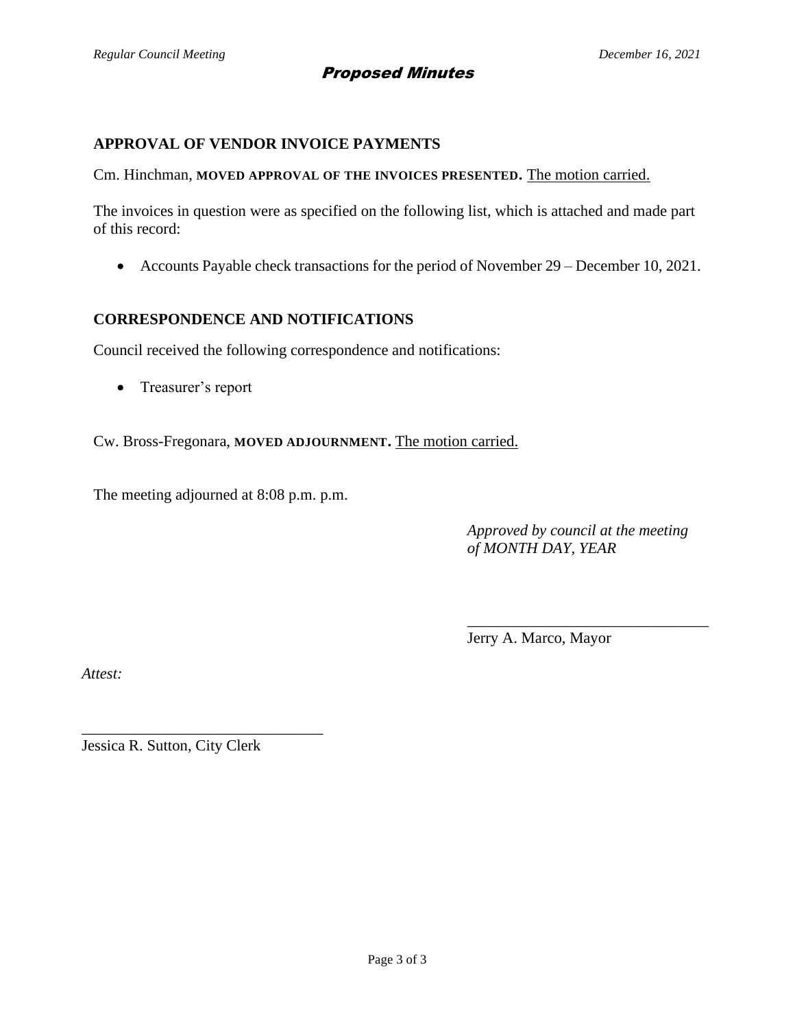## APPROVAL OF VENDOR INVOICE PAYMENTS

Cm. Hinchman, **MOVED APPROVAL OF THE INVOICES PRESENTED.** The motion carried.

The invoices in question were as specified on the following list, which is attached and made part of this record:

- Accounts Payable check transactions for the period of November 29 – December 10, 2021.

## CORRESPONDENCE AND NOTIFICATIONS

Council received the following correspondence and notifications:

- Treasurer's report

Cw. Bross-Fregonara, **MOVED ADJOURNMENT.** The motion carried.

The meeting adjourned at 8:08 p.m. p.m.

*Approved by council at the meeting of MONTH DAY, YEAR*

\_\_\_\_\_\_\_\_\_\_\_\_\_\_\_\_\_\_\_\_\_\_\_\_\_\_\_\_\_\_\_\_
Jerry A. Marco, Mayor

*Attest:*

\_\_\_\_\_\_\_\_\_\_\_\_\_\_\_\_\_\_\_\_\_\_\_\_\_\_\_\_\_\_\_\_
Jessica R. Sutton, City Clerk